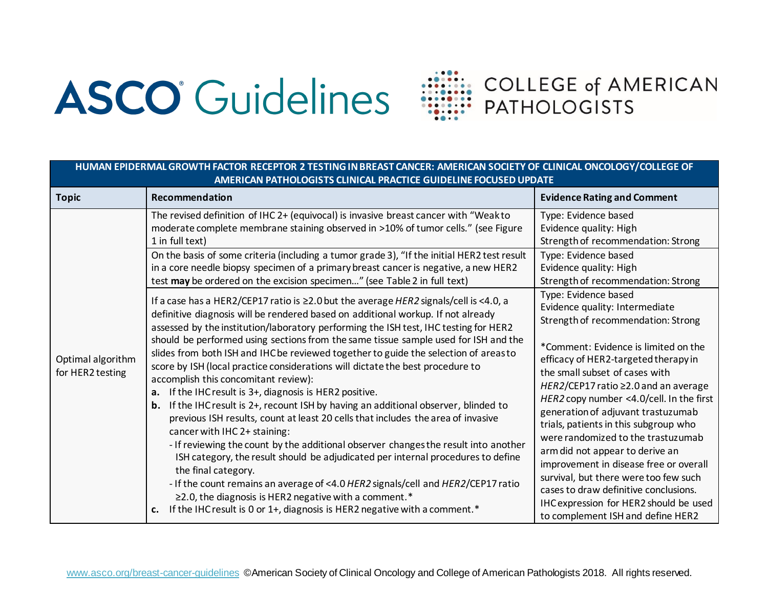# ASCO Guidelines | COLLEGE of AMERICAN PATHOLOGISTS

| HUMAN EPIDERMAL GROWTH FACTOR RECEPTOR 2 TESTING IN BREAST CANCER: AMERICAN SOCIETY OF CLINICAL ONCOLOGY/COLLEGE OF AMERICAN PATHOLOGISTS CLINICAL PRACTICE GUIDELINE FOCUSED UPDATE | | |
|---|---|---|
| **Topic** | **Recommendation** | **Evidence Rating and Comment** |
| Optimal algorithm for HER2 testing | The revised definition of IHC 2+ (equivocal) is invasive breast cancer with "Weak to moderate complete membrane staining observed in >10% of tumor cells." (see Figure 1 in full text) | Type: Evidence based<br>Evidence quality: High<br>Strength of recommendation: Strong |
| | On the basis of some criteria (including a tumor grade 3), "If the initial HER2 test result in a core needle biopsy specimen of a primary breast cancer is negative, a new HER2 test **may** be ordered on the excision specimen…" (see Table 2 in full text) | Type: Evidence based<br>Evidence quality: High<br>Strength of recommendation: Strong |
| | If a case has a HER2/CEP17 ratio is ≥2.0 but the average *HER2* signals/cell is <4.0, a definitive diagnosis will be rendered based on additional workup. If not already assessed by the institution/laboratory performing the ISH test, IHC testing for HER2 should be performed using sections from the same tissue sample used for ISH and the slides from both ISH and IHC be reviewed together to guide the selection of areas to score by ISH (local practice considerations will dictate the best procedure to accomplish this concomitant review):<br>**a.** If the IHC result is 3+, diagnosis is HER2 positive.<br>**b.** If the IHC result is 2+, recount ISH by having an additional observer, blinded to previous ISH results, count at least 20 cells that includes the area of invasive cancer with IHC 2+ staining:<br>- If reviewing the count by the additional observer changes the result into another ISH category, the result should be adjudicated per internal procedures to define the final category.<br>- If the count remains an average of <4.0 *HER2* signals/cell and *HER2*/CEP17 ratio ≥2.0, the diagnosis is HER2 negative with a comment.*<br>**c.** If the IHC result is 0 or 1+, diagnosis is HER2 negative with a comment.* | Type: Evidence based<br>Evidence quality: Intermediate<br>Strength of recommendation: Strong<br><br>*Comment: Evidence is limited on the efficacy of HER2-targeted therapy in the small subset of cases with *HER2*/CEP17 ratio ≥2.0 and an average *HER2* copy number <4.0/cell. In the first generation of adjuvant trastuzumab trials, patients in this subgroup who were randomized to the trastuzumab arm did not appear to derive an improvement in disease free or overall survival, but there were too few such cases to draw definitive conclusions. IHC expression for HER2 should be used to complement ISH and define HER2 |

www.asco.org/breast-cancer-guidelines ©American Society of Clinical Oncology and College of American Pathologists 2018. All rights reserved.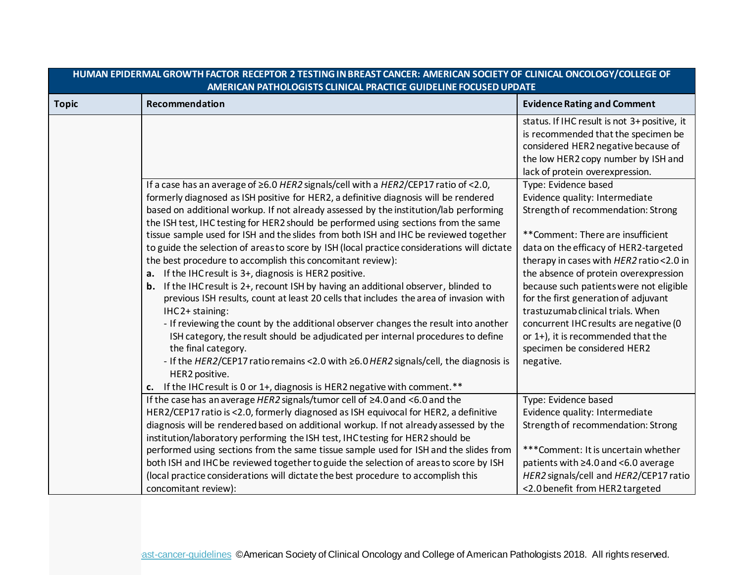| HUMAN EPIDERMAL GROWTH FACTOR RECEPTOR 2 TESTING IN BREAST CANCER: AMERICAN SOCIETY OF CLINICAL ONCOLOGY/COLLEGE OF AMERICAN PATHOLOGISTS CLINICAL PRACTICE GUIDELINE FOCUSED UPDATE | | |
|---|---|---|
| **Topic** | **Recommendation** | **Evidence Rating and Comment** |
| | | status. If IHC result is not 3+ positive, it is recommended that the specimen be considered HER2 negative because of the low HER2 copy number by ISH and lack of protein overexpression. |
| | If a case has an average of ≥6.0 *HER2* signals/cell with a *HER2*/CEP17 ratio of <2.0, formerly diagnosed as ISH positive for HER2, a definitive diagnosis will be rendered based on additional workup. If not already assessed by the institution/lab performing the ISH test, IHC testing for HER2 should be performed using sections from the same tissue sample used for ISH and the slides from both ISH and IHC be reviewed together to guide the selection of areas to score by ISH (local practice considerations will dictate the best procedure to accomplish this concomitant review):<br>**a.** If the IHC result is 3+, diagnosis is HER2 positive.<br>**b.** If the IHC result is 2+, recount ISH by having an additional observer, blinded to previous ISH results, count at least 20 cells that includes the area of invasion with IHC 2+ staining:<br>- If reviewing the count by the additional observer changes the result into another ISH category, the result should be adjudicated per internal procedures to define the final category.<br>- If the *HER2*/CEP17 ratio remains <2.0 with ≥6.0 *HER2* signals/cell, the diagnosis is HER2 positive.<br>**c.** If the IHC result is 0 or 1+, diagnosis is HER2 negative with comment.** | Type: Evidence based<br>Evidence quality: Intermediate<br>Strength of recommendation: Strong<br><br>**Comment: There are insufficient data on the efficacy of HER2-targeted therapy in cases with *HER2* ratio <2.0 in the absence of protein overexpression because such patients were not eligible for the first generation of adjuvant trastuzumab clinical trials. When concurrent IHC results are negative (0 or 1+), it is recommended that the specimen be considered HER2 negative. |
| | If the case has an average *HER2* signals/tumor cell of ≥4.0 and <6.0 and the HER2/CEP17 ratio is <2.0, formerly diagnosed as ISH equivocal for HER2, a definitive diagnosis will be rendered based on additional workup. If not already assessed by the institution/laboratory performing the ISH test, IHC testing for HER2 should be performed using sections from the same tissue sample used for ISH and the slides from both ISH and IHC be reviewed together to guide the selection of areas to score by ISH (local practice considerations will dictate the best procedure to accomplish this concomitant review): | Type: Evidence based<br>Evidence quality: Intermediate<br>Strength of recommendation: Strong<br><br>***Comment: It is uncertain whether patients with ≥4.0 and <6.0 average *HER2* signals/cell and *HER2*/CEP17 ratio <2.0 benefit from HER2 targeted |

ast-cancer-guidelines ©American Society of Clinical Oncology and College of American Pathologists 2018. All rights reserved.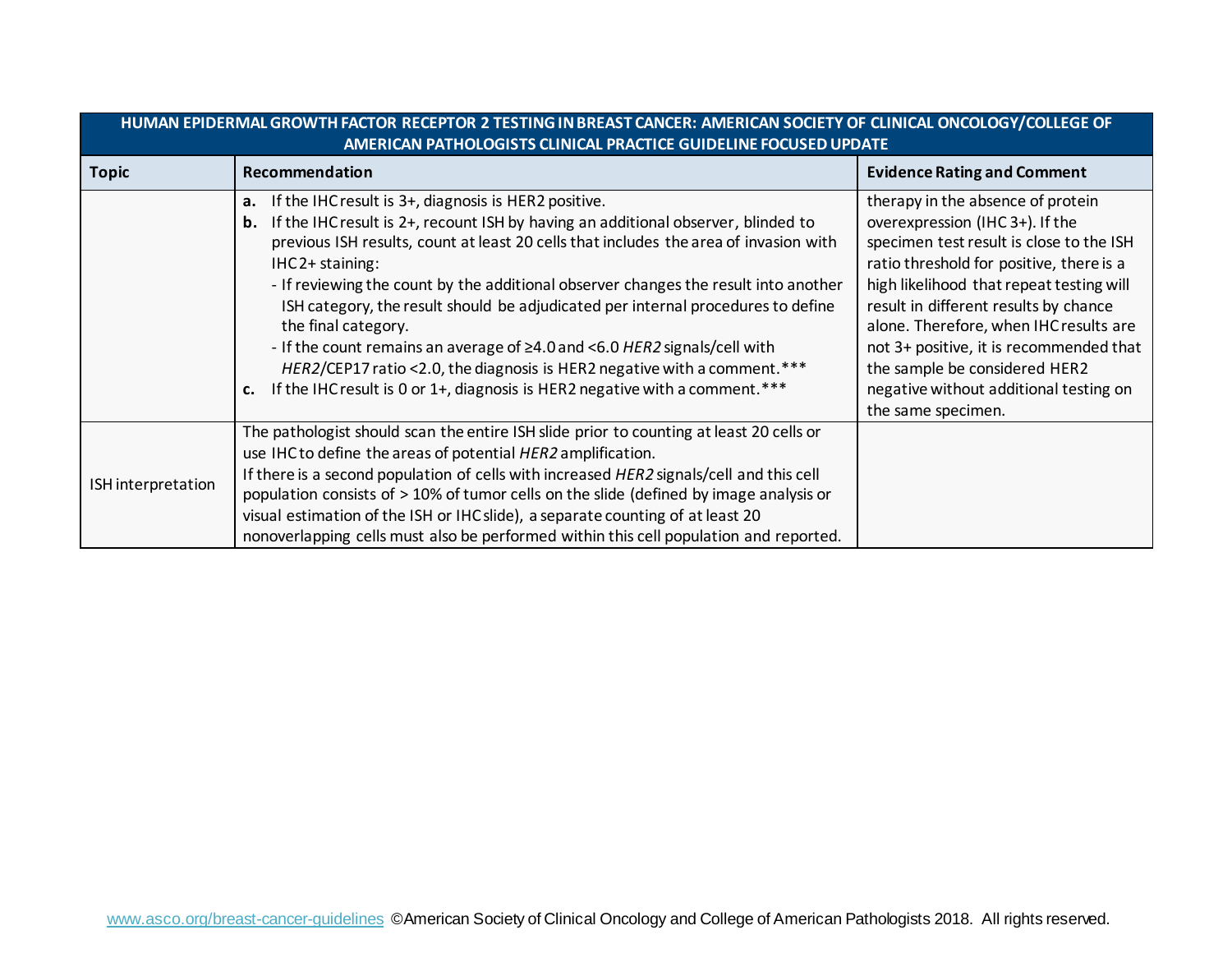| HUMAN EPIDERMAL GROWTH FACTOR RECEPTOR 2 TESTING IN BREAST CANCER: AMERICAN SOCIETY OF CLINICAL ONCOLOGY/COLLEGE OF AMERICAN PATHOLOGISTS CLINICAL PRACTICE GUIDELINE FOCUSED UPDATE | | |
|---|---|---|
| **Topic** | **Recommendation** | **Evidence Rating and Comment** |
| | **a.** If the IHC result is 3+, diagnosis is HER2 positive.<br>**b.** If the IHC result is 2+, recount ISH by having an additional observer, blinded to previous ISH results, count at least 20 cells that includes the area of invasion with IHC 2+ staining:<br>- If reviewing the count by the additional observer changes the result into another ISH category, the result should be adjudicated per internal procedures to define the final category.<br>- If the count remains an average of ≥4.0 and <6.0 *HER2* signals/cell with *HER2*/CEP17 ratio <2.0, the diagnosis is HER2 negative with a comment.***<br>**c.** If the IHC result is 0 or 1+, diagnosis is HER2 negative with a comment.*** | therapy in the absence of protein overexpression (IHC 3+). If the specimen test result is close to the ISH ratio threshold for positive, there is a high likelihood that repeat testing will result in different results by chance alone. Therefore, when IHC results are not 3+ positive, it is recommended that the sample be considered HER2 negative without additional testing on the same specimen. |
| ISH interpretation | The pathologist should scan the entire ISH slide prior to counting at least 20 cells or use IHC to define the areas of potential *HER2* amplification.<br>If there is a second population of cells with increased *HER2* signals/cell and this cell population consists of > 10% of tumor cells on the slide (defined by image analysis or visual estimation of the ISH or IHC slide), a separate counting of at least 20 nonoverlapping cells must also be performed within this cell population and reported. | |

www.asco.org/breast-cancer-guidelines ©American Society of Clinical Oncology and College of American Pathologists 2018. All rights reserved.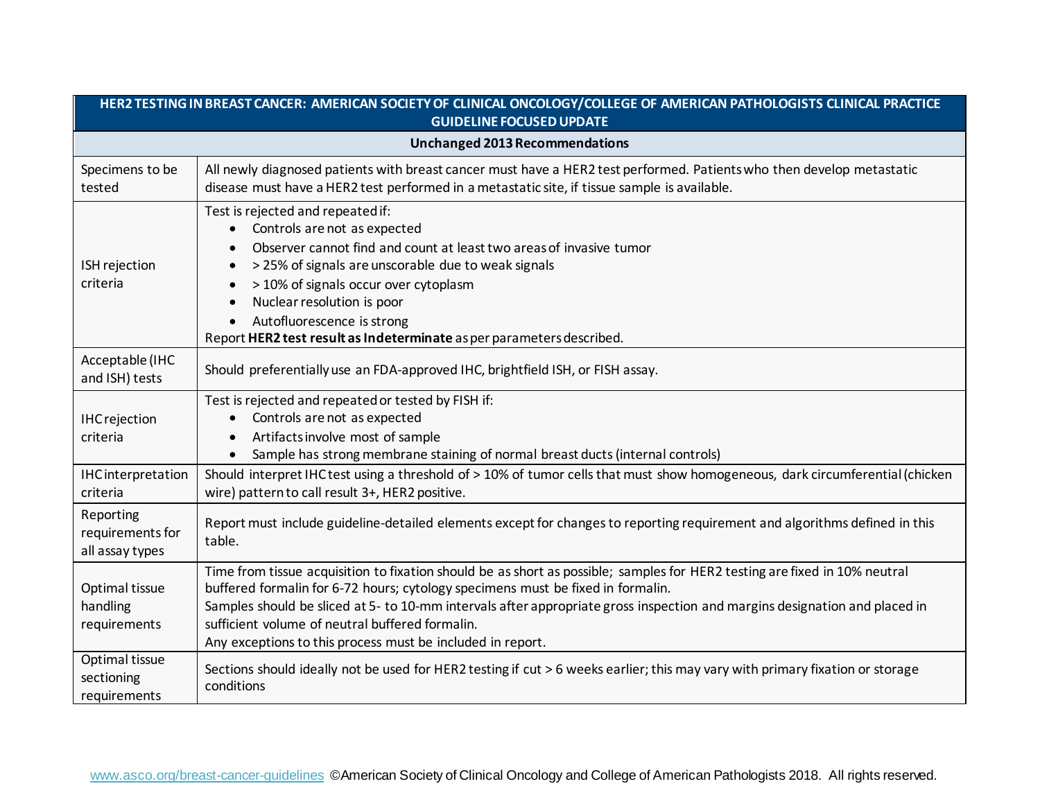| HER2 TESTING IN BREAST CANCER: AMERICAN SOCIETY OF CLINICAL ONCOLOGY/COLLEGE OF AMERICAN PATHOLOGISTS CLINICAL PRACTICE GUIDELINE FOCUSED UPDATE | |
|---|---|
| **Unchanged 2013 Recommendations** | |
| Specimens to be tested | All newly diagnosed patients with breast cancer must have a HER2 test performed. Patients who then develop metastatic disease must have a HER2 test performed in a metastatic site, if tissue sample is available. |
| ISH rejection criteria | Test is rejected and repeated if:<br>• Controls are not as expected<br>• Observer cannot find and count at least two areas of invasive tumor<br>• > 25% of signals are unscorable due to weak signals<br>• > 10% of signals occur over cytoplasm<br>• Nuclear resolution is poor<br>• Autofluorescence is strong<br>Report **HER2 test result as Indeterminate** as per parameters described. |
| Acceptable (IHC and ISH) tests | Should preferentially use an FDA-approved IHC, brightfield ISH, or FISH assay. |
| IHC rejection criteria | Test is rejected and repeated or tested by FISH if:<br>• Controls are not as expected<br>• Artifacts involve most of sample<br>• Sample has strong membrane staining of normal breast ducts (internal controls) |
| IHC interpretation criteria | Should interpret IHC test using a threshold of > 10% of tumor cells that must show homogeneous, dark circumferential (chicken wire) pattern to call result 3+, HER2 positive. |
| Reporting requirements for all assay types | Report must include guideline-detailed elements except for changes to reporting requirement and algorithms defined in this table. |
| Optimal tissue handling requirements | Time from tissue acquisition to fixation should be as short as possible; samples for HER2 testing are fixed in 10% neutral buffered formalin for 6-72 hours; cytology specimens must be fixed in formalin.<br>Samples should be sliced at 5- to 10-mm intervals after appropriate gross inspection and margins designation and placed in sufficient volume of neutral buffered formalin.<br>Any exceptions to this process must be included in report. |
| Optimal tissue sectioning requirements | Sections should ideally not be used for HER2 testing if cut > 6 weeks earlier; this may vary with primary fixation or storage conditions |

www.asco.org/breast-cancer-guidelines ©American Society of Clinical Oncology and College of American Pathologists 2018. All rights reserved.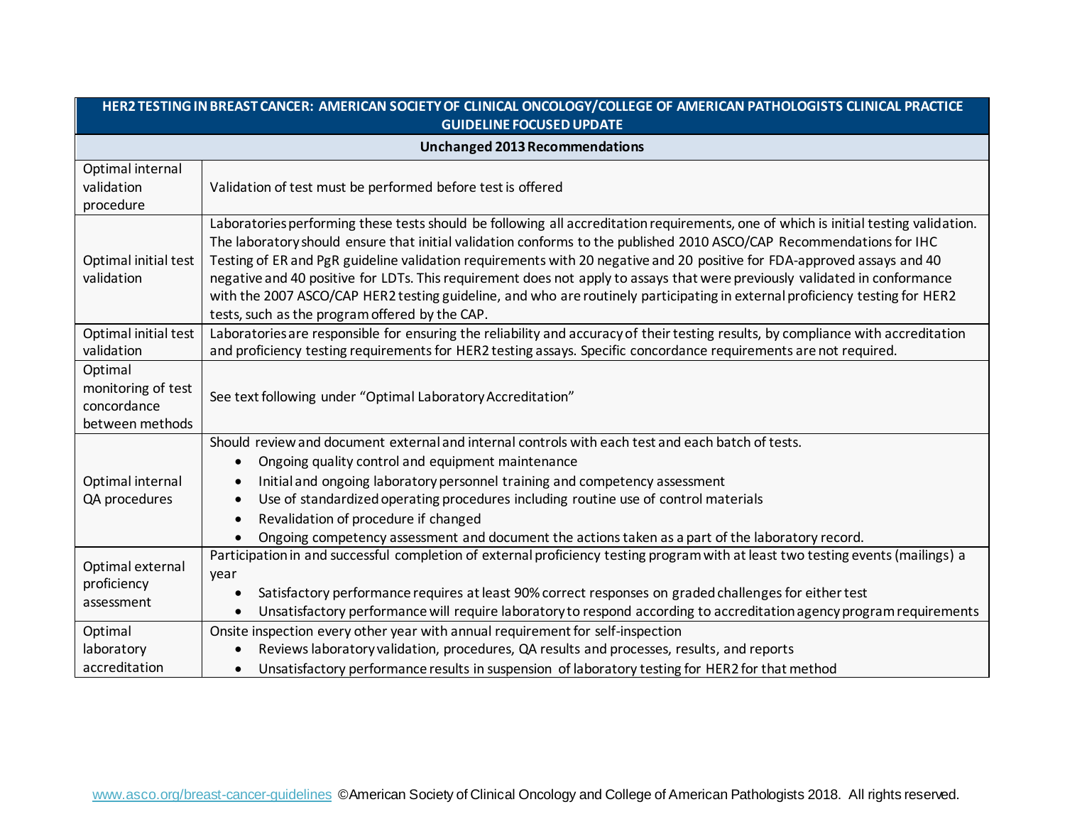| HER2 TESTING IN BREAST CANCER: AMERICAN SOCIETY OF CLINICAL ONCOLOGY/COLLEGE OF AMERICAN PATHOLOGISTS CLINICAL PRACTICE GUIDELINE FOCUSED UPDATE | |
|---|---|
| **Unchanged 2013 Recommendations** | |
| Optimal internal validation procedure | Validation of test must be performed before test is offered |
| Optimal initial test validation | Laboratories performing these tests should be following all accreditation requirements, one of which is initial testing validation. The laboratory should ensure that initial validation conforms to the published 2010 ASCO/CAP Recommendations for IHC Testing of ER and PgR guideline validation requirements with 20 negative and 20 positive for FDA-approved assays and 40 negative and 40 positive for LDTs. This requirement does not apply to assays that were previously validated in conformance with the 2007 ASCO/CAP HER2 testing guideline, and who are routinely participating in external proficiency testing for HER2 tests, such as the program offered by the CAP. |
| Optimal initial test validation | Laboratories are responsible for ensuring the reliability and accuracy of their testing results, by compliance with accreditation and proficiency testing requirements for HER2 testing assays. Specific concordance requirements are not required. |
| Optimal monitoring of test concordance between methods | See text following under "Optimal Laboratory Accreditation" |
| Optimal internal QA procedures | Should review and document external and internal controls with each test and each batch of tests.<br>• Ongoing quality control and equipment maintenance<br>• Initial and ongoing laboratory personnel training and competency assessment<br>• Use of standardized operating procedures including routine use of control materials<br>• Revalidation of procedure if changed<br>• Ongoing competency assessment and document the actions taken as a part of the laboratory record. |
| Optimal external proficiency assessment | Participation in and successful completion of external proficiency testing program with at least two testing events (mailings) a year<br>• Satisfactory performance requires at least 90% correct responses on graded challenges for either test<br>• Unsatisfactory performance will require laboratory to respond according to accreditation agency program requirements |
| Optimal laboratory accreditation | Onsite inspection every other year with annual requirement for self-inspection<br>• Reviews laboratory validation, procedures, QA results and processes, results, and reports<br>• Unsatisfactory performance results in suspension of laboratory testing for HER2 for that method |

www.asco.org/breast-cancer-guidelines ©American Society of Clinical Oncology and College of American Pathologists 2018. All rights reserved.